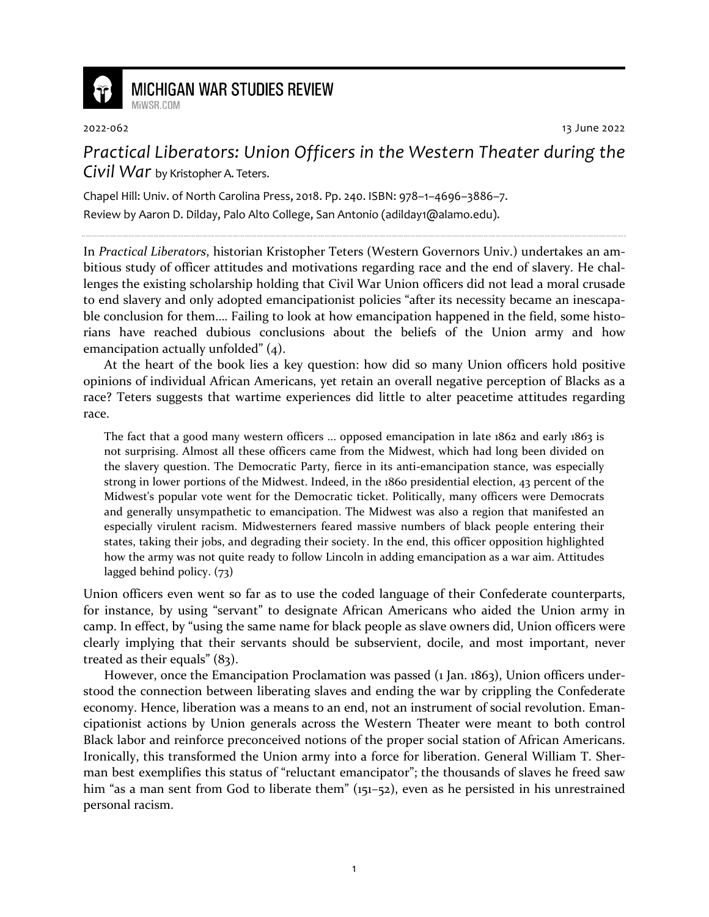# MICHIGAN WAR STUDIES REVIEW

MiWSR.COM

2022-062 13 June 2022

## *Practical Liberators: Union Officers in the Western Theater during the Civil War* by Kristopher A. Teters.

Chapel Hill: Univ. of North Carolina Press, 2018. Pp. 240. ISBN: 978–1–4696–3886–7.

Review by Aaron D. Dilday, Palo Alto College, San Antonio (adilday1@alamo.edu).

---

In *Practical Liberators*, historian Kristopher Teters (Western Governors Univ.) undertakes an ambitious study of officer attitudes and motivations regarding race and the end of slavery. He challenges the existing scholarship holding that Civil War Union officers did not lead a moral crusade to end slavery and only adopted emancipationist policies "after its necessity became an inescapable conclusion for them.... Failing to look at how emancipation happened in the field, some historians have reached dubious conclusions about the beliefs of the Union army and how emancipation actually unfolded" (4).

At the heart of the book lies a key question: how did so many Union officers hold positive opinions of individual African Americans, yet retain an overall negative perception of Blacks as a race? Teters suggests that wartime experiences did little to alter peacetime attitudes regarding race.

> The fact that a good many western officers ... opposed emancipation in late 1862 and early 1863 is not surprising. Almost all these officers came from the Midwest, which had long been divided on the slavery question. The Democratic Party, fierce in its anti-emancipation stance, was especially strong in lower portions of the Midwest. Indeed, in the 1860 presidential election, 43 percent of the Midwest's popular vote went for the Democratic ticket. Politically, many officers were Democrats and generally unsympathetic to emancipation. The Midwest was also a region that manifested an especially virulent racism. Midwesterners feared massive numbers of black people entering their states, taking their jobs, and degrading their society. In the end, this officer opposition highlighted how the army was not quite ready to follow Lincoln in adding emancipation as a war aim. Attitudes lagged behind policy. (73)

Union officers even went so far as to use the coded language of their Confederate counterparts, for instance, by using "servant" to designate African Americans who aided the Union army in camp. In effect, by "using the same name for black people as slave owners did, Union officers were clearly implying that their servants should be subservient, docile, and most important, never treated as their equals" (83).

However, once the Emancipation Proclamation was passed (1 Jan. 1863), Union officers understood the connection between liberating slaves and ending the war by crippling the Confederate economy. Hence, liberation was a means to an end, not an instrument of social revolution. Emancipationist actions by Union generals across the Western Theater were meant to both control Black labor and reinforce preconceived notions of the proper social station of African Americans. Ironically, this transformed the Union army into a force for liberation. General William T. Sherman best exemplifies this status of "reluctant emancipator"; the thousands of slaves he freed saw him "as a man sent from God to liberate them" (151–52), even as he persisted in his unrestrained personal racism.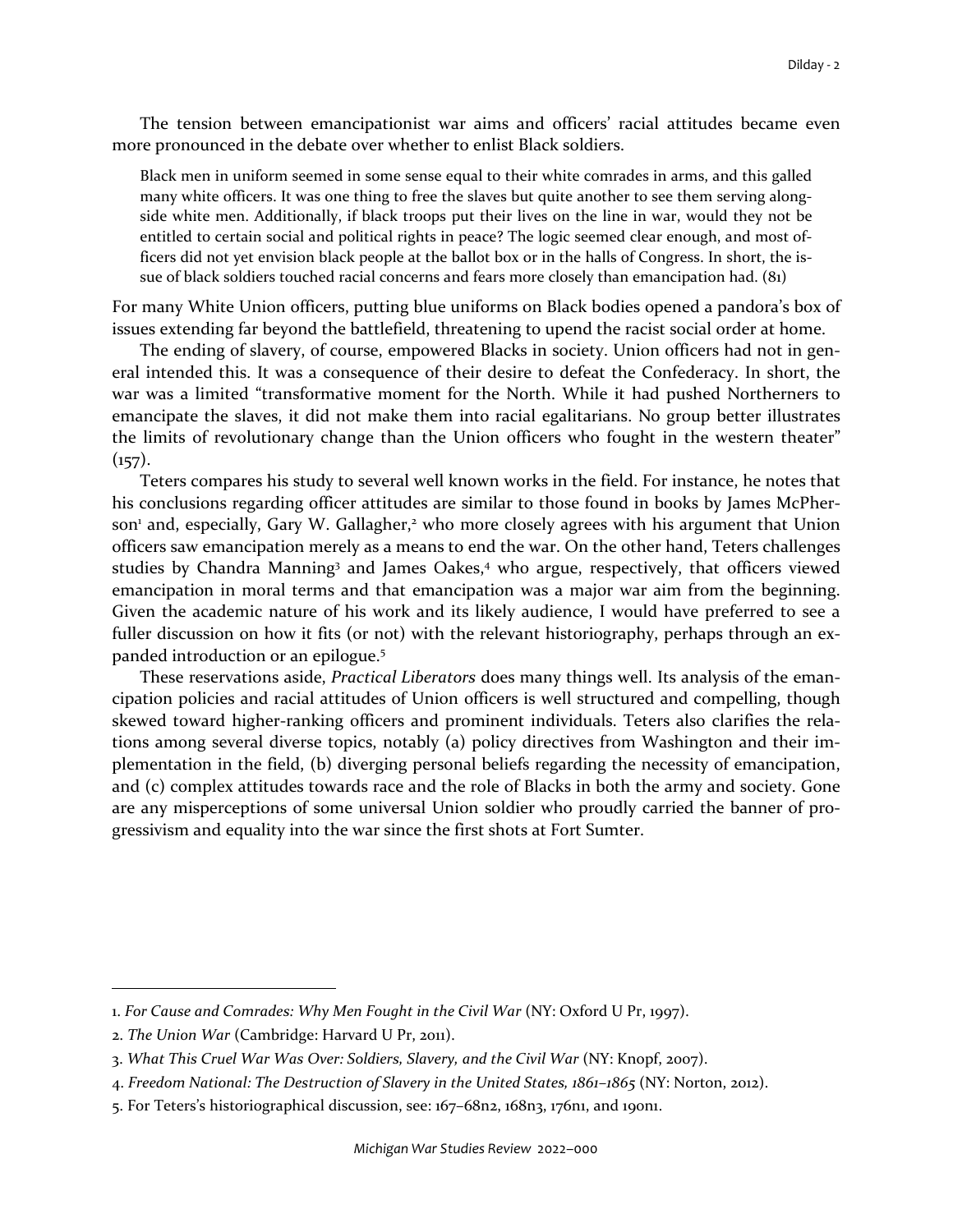The tension between emancipationist war aims and officers' racial attitudes became even more pronounced in the debate over whether to enlist Black soldiers.

> Black men in uniform seemed in some sense equal to their white comrades in arms, and this galled many white officers. It was one thing to free the slaves but quite another to see them serving alongside white men. Additionally, if black troops put their lives on the line in war, would they not be entitled to certain social and political rights in peace? The logic seemed clear enough, and most officers did not yet envision black people at the ballot box or in the halls of Congress. In short, the issue of black soldiers touched racial concerns and fears more closely than emancipation had. (81)

For many White Union officers, putting blue uniforms on Black bodies opened a pandora's box of issues extending far beyond the battlefield, threatening to upend the racist social order at home.

The ending of slavery, of course, empowered Blacks in society. Union officers had not in general intended this. It was a consequence of their desire to defeat the Confederacy. In short, the war was a limited "transformative moment for the North. While it had pushed Northerners to emancipate the slaves, it did not make them into racial egalitarians. No group better illustrates the limits of revolutionary change than the Union officers who fought in the western theater" (157).

Teters compares his study to several well known works in the field. For instance, he notes that his conclusions regarding officer attitudes are similar to those found in books by James McPherson[1] and, especially, Gary W. Gallagher,[2] who more closely agrees with his argument that Union officers saw emancipation merely as a means to end the war. On the other hand, Teters challenges studies by Chandra Manning[3] and James Oakes,[4] who argue, respectively, that officers viewed emancipation in moral terms and that emancipation was a major war aim from the beginning. Given the academic nature of his work and its likely audience, I would have preferred to see a fuller discussion on how it fits (or not) with the relevant historiography, perhaps through an expanded introduction or an epilogue.[5]

These reservations aside, *Practical Liberators* does many things well. Its analysis of the emancipation policies and racial attitudes of Union officers is well structured and compelling, though skewed toward higher-ranking officers and prominent individuals. Teters also clarifies the relations among several diverse topics, notably (a) policy directives from Washington and their implementation in the field, (b) diverging personal beliefs regarding the necessity of emancipation, and (c) complex attitudes towards race and the role of Blacks in both the army and society. Gone are any misperceptions of some universal Union soldier who proudly carried the banner of progressivism and equality into the war since the first shots at Fort Sumter.

---

1. *For Cause and Comrades: Why Men Fought in the Civil War* (NY: Oxford U Pr, 1997).
2. *The Union War* (Cambridge: Harvard U Pr, 2011).
3. *What This Cruel War Was Over: Soldiers, Slavery, and the Civil War* (NY: Knopf, 2007).
4. *Freedom National: The Destruction of Slavery in the United States, 1861–1865* (NY: Norton, 2012).
5. For Teters's historiographical discussion, see: 167–68n2, 168n3, 176n1, and 190n1.